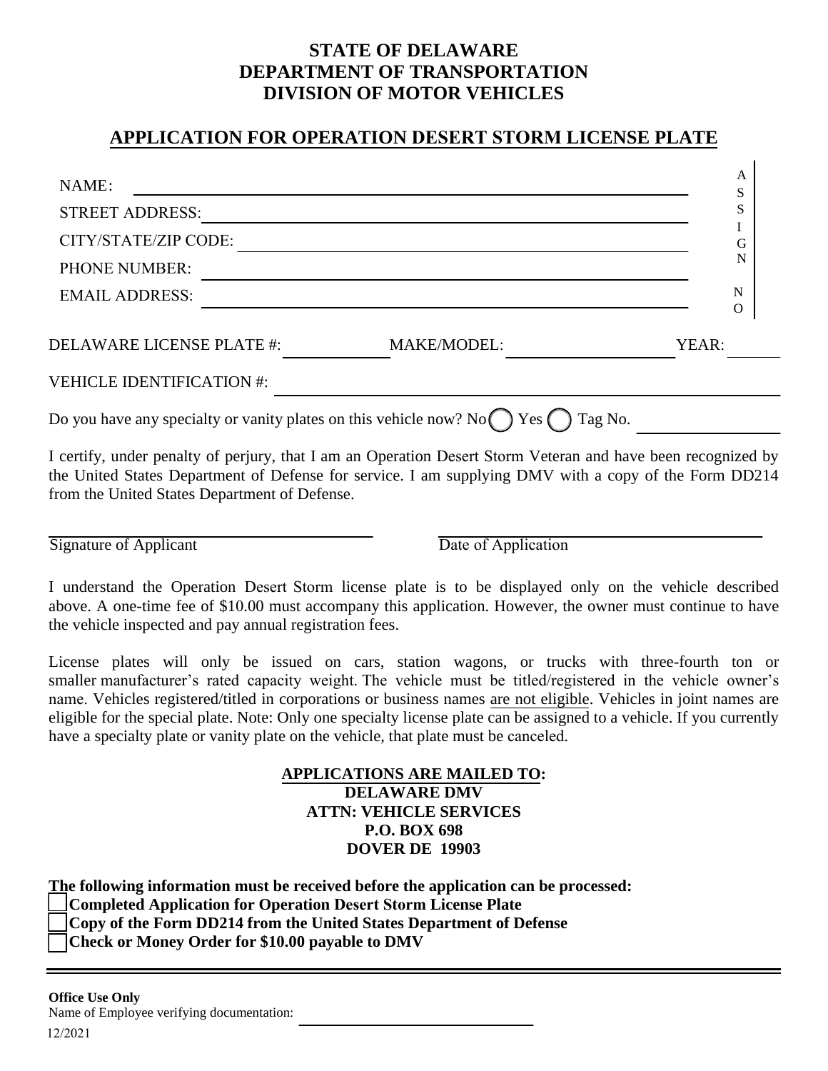# STATE OF DELAWARE
# DEPARTMENT OF TRANSPORTATION
# DIVISION OF MOTOR VEHICLES

## APPLICATION FOR OPERATION DESERT STORM LICENSE PLATE

NAME: ______________________________________________

STREET ADDRESS: ______________________________________________

CITY/STATE/ZIP CODE: ______________________________________________

PHONE NUMBER: ______________________________________________

EMAIL ADDRESS: ______________________________________________

ASSIGN NO

DELAWARE LICENSE PLATE #: ____________ MAKE/MODEL: ____________________ YEAR: ______

VEHICLE IDENTIFICATION #: ______________________________________________

Do you have any specialty or vanity plates on this vehicle now? No ◯ Yes ◯ Tag No. ________________

I certify, under penalty of perjury, that I am an Operation Desert Storm Veteran and have been recognized by the United States Department of Defense for service. I am supplying DMV with a copy of the Form DD214 from the United States Department of Defense.

______________________________ ______________________________

Signature of Applicant Date of Application

I understand the Operation Desert Storm license plate is to be displayed only on the vehicle described above. A one-time fee of $10.00 must accompany this application. However, the owner must continue to have the vehicle inspected and pay annual registration fees.

License plates will only be issued on cars, station wagons, or trucks with three-fourth ton or smaller manufacturer's rated capacity weight. The vehicle must be titled/registered in the vehicle owner's name. Vehicles registered/titled in corporations or business names are not eligible. Vehicles in joint names are eligible for the special plate. Note: Only one specialty license plate can be assigned to a vehicle. If you currently have a specialty plate or vanity plate on the vehicle, that plate must be canceled.

**APPLICATIONS ARE MAILED TO:**
**DELAWARE DMV**
**ATTN: VEHICLE SERVICES**
**P.O. BOX 698**
**DOVER DE 19903**

**The following information must be received before the application can be processed:**

- ☐ **Completed Application for Operation Desert Storm License Plate**
- ☐ **Copy of the Form DD214 from the United States Department of Defense**
- ☐ **Check or Money Order for $10.00 payable to DMV**

---

**Office Use Only**

Name of Employee verifying documentation: ______________________________

12/2021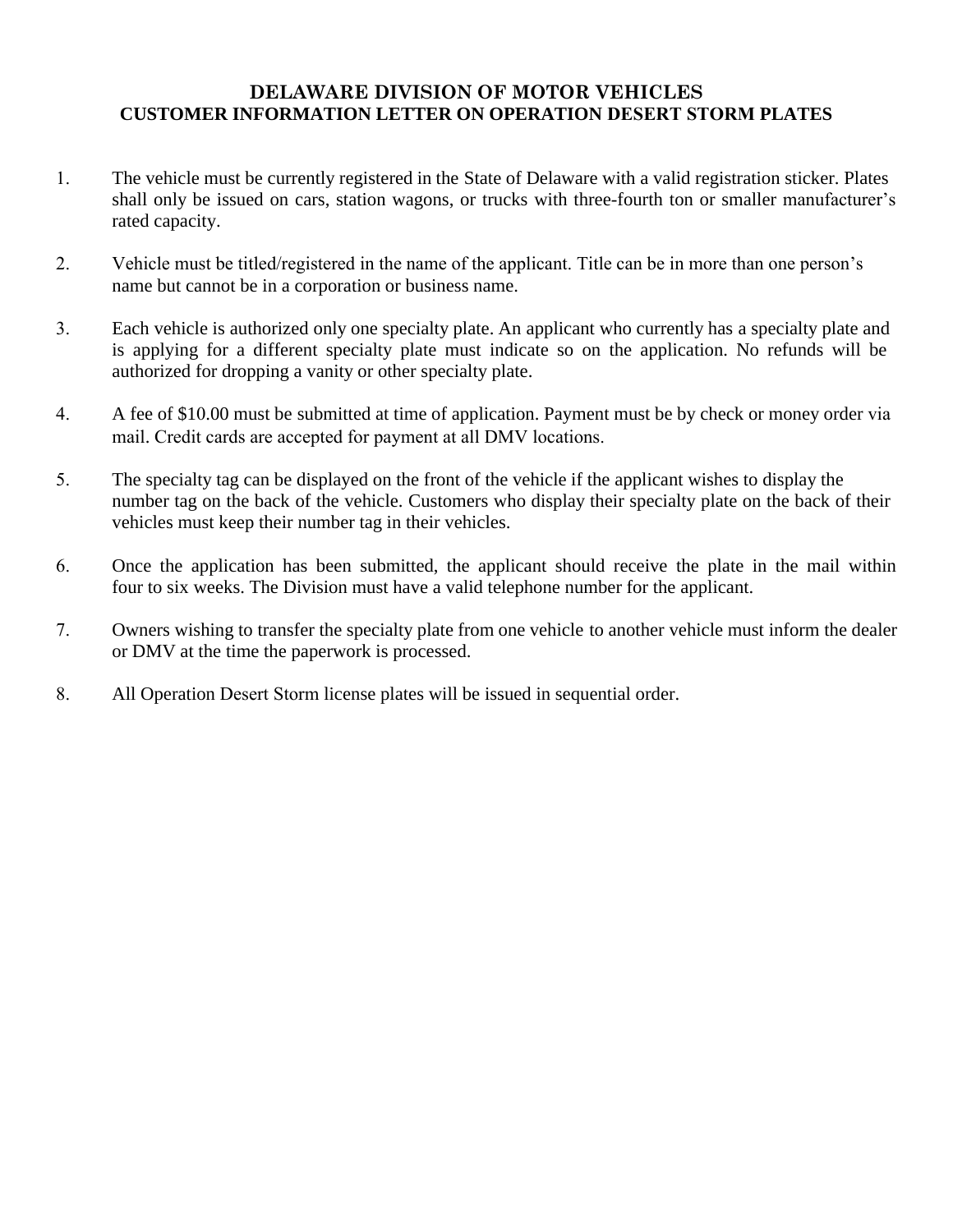# DELAWARE DIVISION OF MOTOR VEHICLES
## CUSTOMER INFORMATION LETTER ON OPERATION DESERT STORM PLATES

1. The vehicle must be currently registered in the State of Delaware with a valid registration sticker. Plates shall only be issued on cars, station wagons, or trucks with three-fourth ton or smaller manufacturer's rated capacity.

2. Vehicle must be titled/registered in the name of the applicant. Title can be in more than one person's name but cannot be in a corporation or business name.

3. Each vehicle is authorized only one specialty plate. An applicant who currently has a specialty plate and is applying for a different specialty plate must indicate so on the application. No refunds will be authorized for dropping a vanity or other specialty plate.

4. A fee of $10.00 must be submitted at time of application. Payment must be by check or money order via mail. Credit cards are accepted for payment at all DMV locations.

5. The specialty tag can be displayed on the front of the vehicle if the applicant wishes to display the number tag on the back of the vehicle. Customers who display their specialty plate on the back of their vehicles must keep their number tag in their vehicles.

6. Once the application has been submitted, the applicant should receive the plate in the mail within four to six weeks. The Division must have a valid telephone number for the applicant.

7. Owners wishing to transfer the specialty plate from one vehicle to another vehicle must inform the dealer or DMV at the time the paperwork is processed.

8. All Operation Desert Storm license plates will be issued in sequential order.